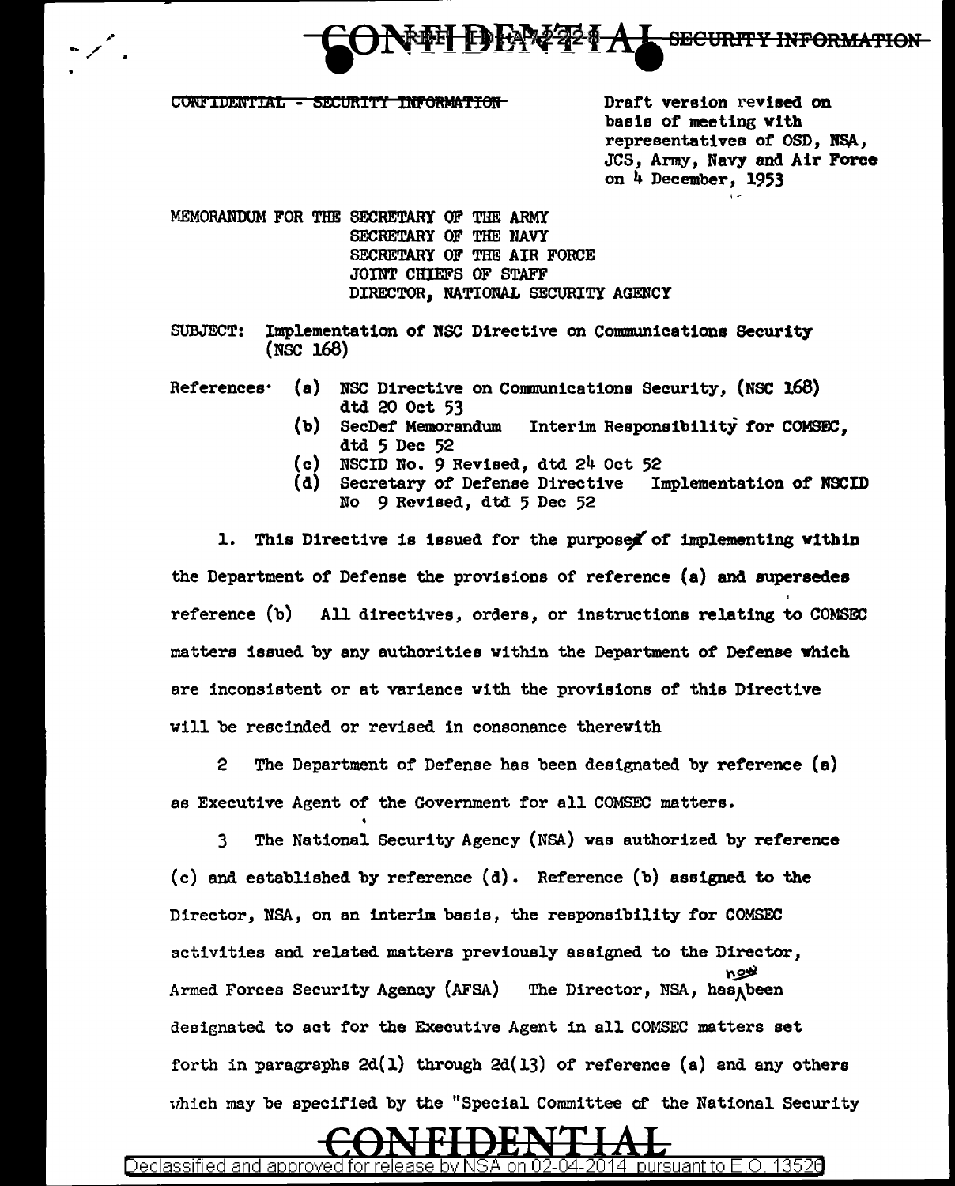CONFIDENTIAL ~~SECURITY INFORMATION~~

CONFIDENTIAL - ~~SECURITY INFORMATION~~

Draft version revised on basis of meeting with representatives of OSD, NSA, JCS, Army, Navy and Air Force on 4 December, 1953

MEMORANDUM FOR THE SECRETARY OF THE ARMY
SECRETARY OF THE NAVY
SECRETARY OF THE AIR FORCE
JOINT CHIEFS OF STAFF
DIRECTOR, NATIONAL SECURITY AGENCY

SUBJECT: Implementation of NSC Directive on Communications Security (NSC 168)

References:
- (a) NSC Directive on Communications Security, (NSC 168) dtd 20 Oct 53
- (b) SecDef Memorandum Interim Responsibility for COMSEC, dtd 5 Dec 52
- (c) NSCID No. 9 Revised, dtd 24 Oct 52
- (d) Secretary of Defense Directive Implementation of NSCID No 9 Revised, dtd 5 Dec 52

1. This Directive is issued for the purpose of implementing within the Department of Defense the provisions of reference (a) and supersedes reference (b) All directives, orders, or instructions relating to COMSEC matters issued by any authorities within the Department of Defense which are inconsistent or at variance with the provisions of this Directive will be rescinded or revised in consonance therewith

2 The Department of Defense has been designated by reference (a) as Executive Agent of the Government for all COMSEC matters.

3 The National Security Agency (NSA) was authorized by reference (c) and established by reference (d). Reference (b) assigned to the Director, NSA, on an interim basis, the responsibility for COMSEC activities and related matters previously assigned to the Director, Armed Forces Security Agency (AFSA) The Director, NSA, has now been designated to act for the Executive Agent in all COMSEC matters set forth in paragraphs 2d(1) through 2d(13) of reference (a) and any others which may be specified by the "Special Committee of the National Security

CONFIDENTIAL

Declassified and approved for release by NSA on 02-04-2014 pursuant to E.O. 13526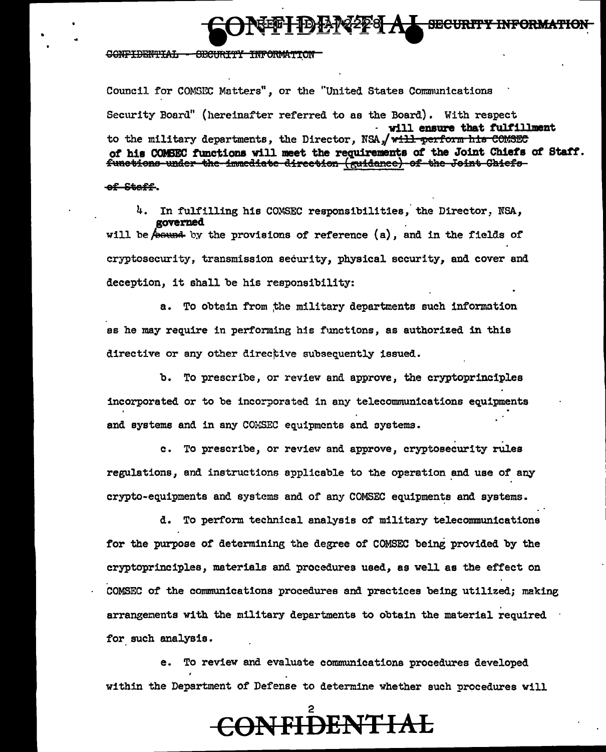Council for COMSEC Matters", or the "United States Communications Security Board" (hereinafter referred to as the Board). With respect to the military departments, the Director, NSA, will ensure that fulfillment of his COMSEC functions will meet the requirements of the Joint Chiefs of Staff. ~~will perform his COMSEC functions under the immediate direction (guidance) of the Joint Chiefs of Staff.~~

4. In fulfilling his COMSEC responsibilities, the Director, NSA, will be governed ~~bound~~ by the provisions of reference (a), and in the fields of cryptosecurity, transmission security, physical security, and cover and deception, it shall be his responsibility:

a. To obtain from the military departments such information as he may require in performing his functions, as authorized in this directive or any other directive subsequently issued.

b. To prescribe, or review and approve, the cryptoprinciples incorporated or to be incorporated in any telecommunications equipments and systems and in any COMSEC equipments and systems.

c. To prescribe, or review and approve, cryptosecurity rules regulations, and instructions applicable to the operation and use of any crypto-equipments and systems and of any COMSEC equipments and systems.

d. To perform technical analysis of military telecommunications for the purpose of determining the degree of COMSEC being provided by the cryptoprinciples, materials and procedures used, as well as the effect on COMSEC of the communications procedures and practices being utilized; making arrangements with the military departments to obtain the material required for such analysis.

e. To review and evaluate communications procedures developed within the Department of Defense to determine whether such procedures will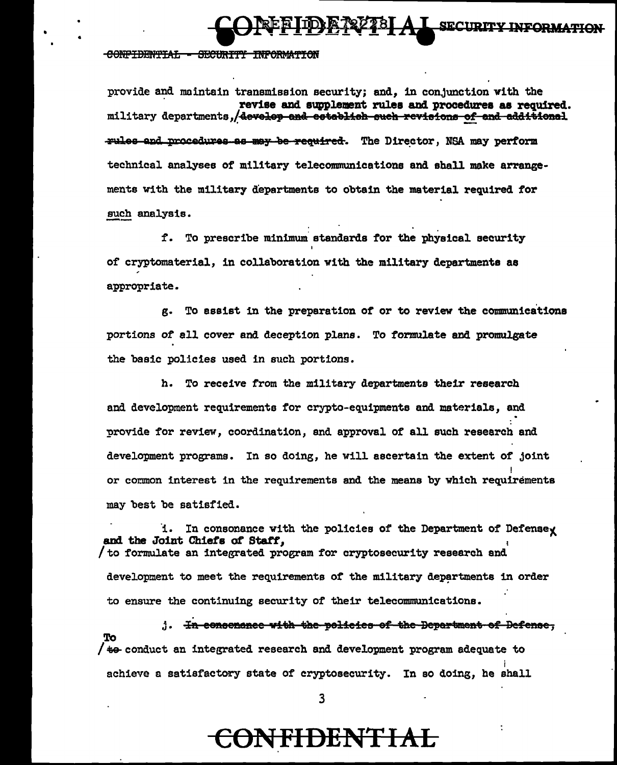provide and maintain transmission security; and, in conjunction with the military departments, revise and supplement rules and procedures as required. ~~develop and establish such revisions of and additional rules and procedures as may be required.~~ The Director, NSA may perform technical analyses of military telecommunications and shall make arrangements with the military departments to obtain the material required for such analysis.

f. To prescribe minimum standards for the physical security of cryptomaterial, in collaboration with the military departments as appropriate.

g. To assist in the preparation of or to review the communications portions of all cover and deception plans. To formulate and promulgate the basic policies used in such portions.

h. To receive from the military departments their research and development requirements for crypto-equipments and materials, and provide for review, coordination, and approval of all such research and development programs. In so doing, he will ascertain the extent of joint or common interest in the requirements and the means by which requirements may best be satisfied.

i. In consonance with the policies of the Department of Defense and the Joint Chiefs of Staff, to formulate an integrated program for cryptosecurity research and development to meet the requirements of the military departments in order to ensure the continuing security of their telecommunications.

j. ~~In consonance with the policies of the Department of Defense,~~ To ~~to~~ conduct an integrated research and development program adequate to achieve a satisfactory state of cryptosecurity. In so doing, he shall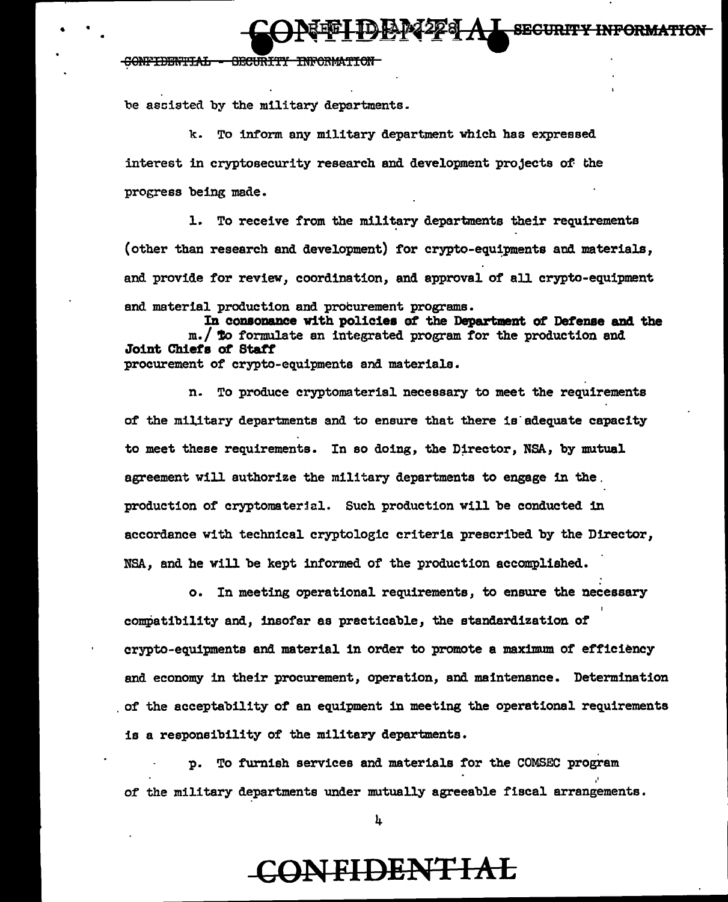be assisted by the military departments.

k. To inform any military department which has expressed interest in cryptosecurity research and development projects of the progress being made.

l. To receive from the military departments their requirements (other than research and development) for crypto-equipments and materials, and provide for review, coordination, and approval of all crypto-equipment and material production and procurement programs.

m. In consonance with policies of the Department of Defense and the Joint Chiefs of Staff to formulate an integrated program for the production and procurement of crypto-equipments and materials.

n. To produce cryptomaterial necessary to meet the requirements of the military departments and to ensure that there is adequate capacity to meet these requirements. In so doing, the Director, NSA, by mutual agreement will authorize the military departments to engage in the production of cryptomaterial. Such production will be conducted in accordance with technical cryptologic criteria prescribed by the Director, NSA, and he will be kept informed of the production accomplished.

o. In meeting operational requirements, to ensure the necessary compatibility and, insofar as practicable, the standardization of crypto-equipments and material in order to promote a maximum of efficiency and economy in their procurement, operation, and maintenance. Determination of the acceptability of an equipment in meeting the operational requirements is a responsibility of the military departments.

p. To furnish services and materials for the COMSEC program of the military departments under mutually agreeable fiscal arrangements.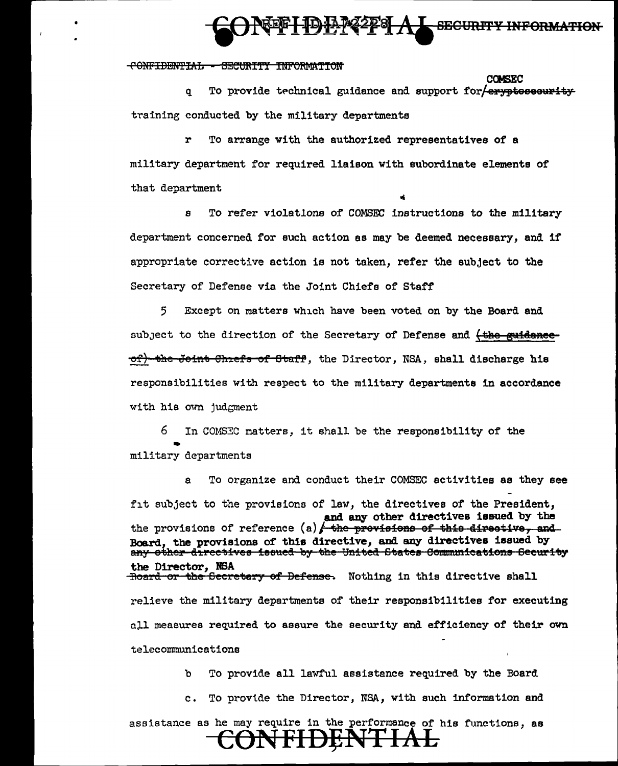CONFIDENTIAL - SECURITY INFORMATION

q  To provide technical guidance and support for COMSEC ~~cryptosecurity~~ training conducted by the military departments

r  To arrange with the authorized representatives of a military department for required liaison with subordinate elements of that department

s  To refer violations of COMSEC instructions to the military department concerned for such action as may be deemed necessary, and if appropriate corrective action is not taken, refer the subject to the Secretary of Defense via the Joint Chiefs of Staff

5  Except on matters which have been voted on by the Board and subject to the direction of the Secretary of Defense and ~~(the guidance of) the Joint Chiefs of Staff~~, the Director, NSA, shall discharge his responsibilities with respect to the military departments in accordance with his own judgment

6  In COMSEC matters, it shall be the responsibility of the military departments

a  To organize and conduct their COMSEC activities as they see fit subject to the provisions of law, the directives of the President, the provisions of reference (a) **and any other directives issued by the Board, the provisions of this directive, and any directives issued by the Director, NSA** ~~the provisions of this directive, and any other directives issued by the United States Communications Security Board or the Secretary of Defense.~~ Nothing in this directive shall relieve the military departments of their responsibilities for executing all measures required to assure the security and efficiency of their own telecommunications

b  To provide all lawful assistance required by the Board

c.  To provide the Director, NSA, with such information and assistance as he may require in the performance of his functions, as

CONFIDENTIAL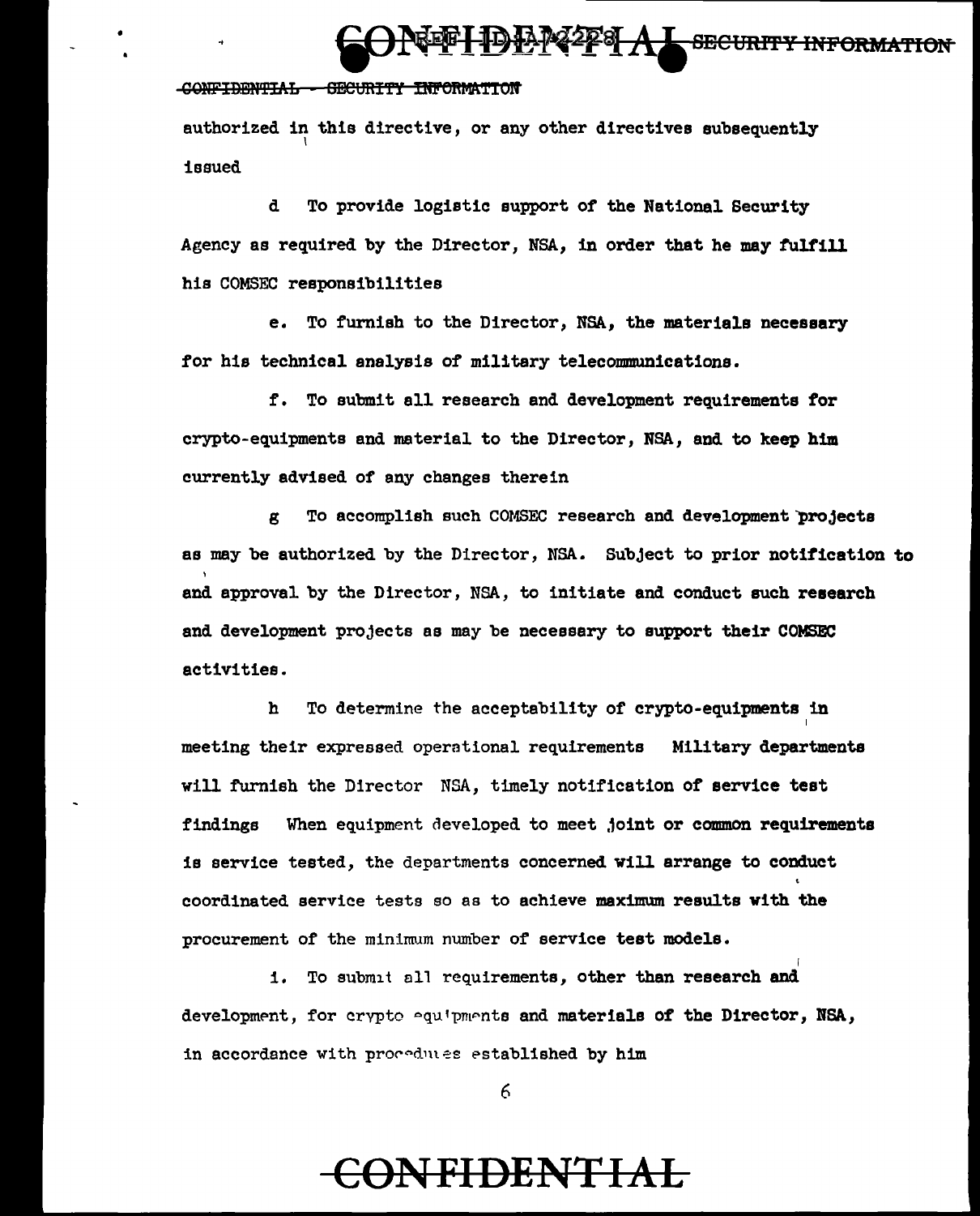authorized in this directive, or any other directives subsequently issued

d To provide logistic support of the National Security Agency as required by the Director, NSA, in order that he may fulfill his COMSEC responsibilities

e. To furnish to the Director, NSA, the materials necessary for his technical analysis of military telecommunications.

f. To submit all research and development requirements for crypto-equipments and material to the Director, NSA, and to keep him currently advised of any changes therein

g To accomplish such COMSEC research and development projects as may be authorized by the Director, NSA. Subject to prior notification to and approval by the Director, NSA, to initiate and conduct such research and development projects as may be necessary to support their COMSEC activities.

h To determine the acceptability of crypto-equipments in meeting their expressed operational requirements Military departments will furnish the Director NSA, timely notification of service test findings When equipment developed to meet joint or common requirements is service tested, the departments concerned will arrange to conduct coordinated service tests so as to achieve maximum results with the procurement of the minimum number of service test models.

i. To submit all requirements, other than research and development, for crypto equipments and materials of the Director, NSA, in accordance with procedures established by him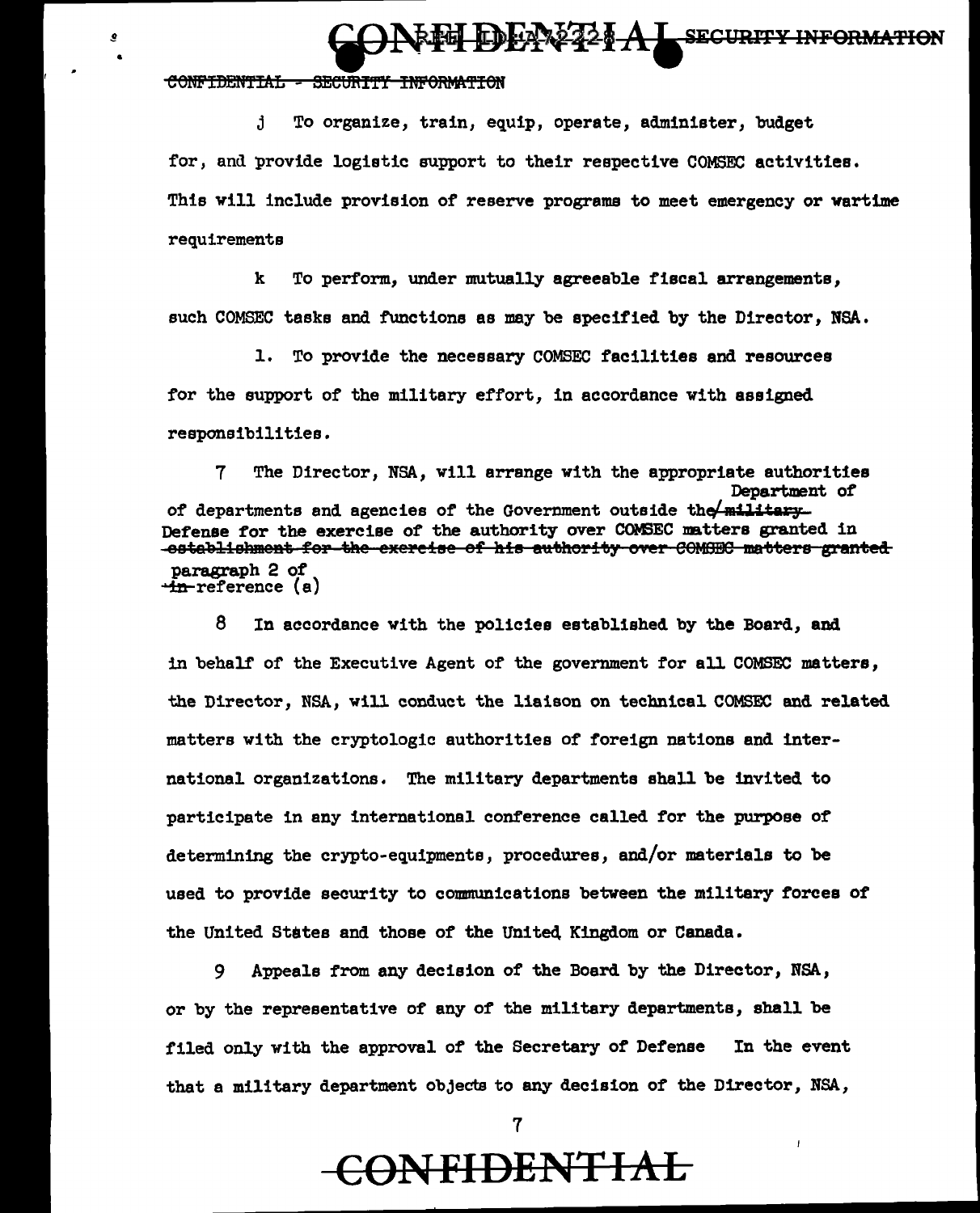j To organize, train, equip, operate, administer, budget for, and provide logistic support to their respective COMSEC activities. This will include provision of reserve programs to meet emergency or wartime requirements

k To perform, under mutually agreeable fiscal arrangements, such COMSEC tasks and functions as may be specified by the Director, NSA.

l. To provide the necessary COMSEC facilities and resources for the support of the military effort, in accordance with assigned responsibilities.

7 The Director, NSA, will arrange with the appropriate authorities of departments and agencies of the Government outside the Department of Defense for the exercise of the authority over COMSEC matters granted in paragraph 2 of reference (a)

8 In accordance with the policies established by the Board, and in behalf of the Executive Agent of the government for all COMSEC matters, the Director, NSA, will conduct the liaison on technical COMSEC and related matters with the cryptologic authorities of foreign nations and international organizations. The military departments shall be invited to participate in any international conference called for the purpose of determining the crypto-equipments, procedures, and/or materials to be used to provide security to communications between the military forces of the United States and those of the United Kingdom or Canada.

9 Appeals from any decision of the Board by the Director, NSA, or by the representative of any of the military departments, shall be filed only with the approval of the Secretary of Defense In the event that a military department objects to any decision of the Director, NSA,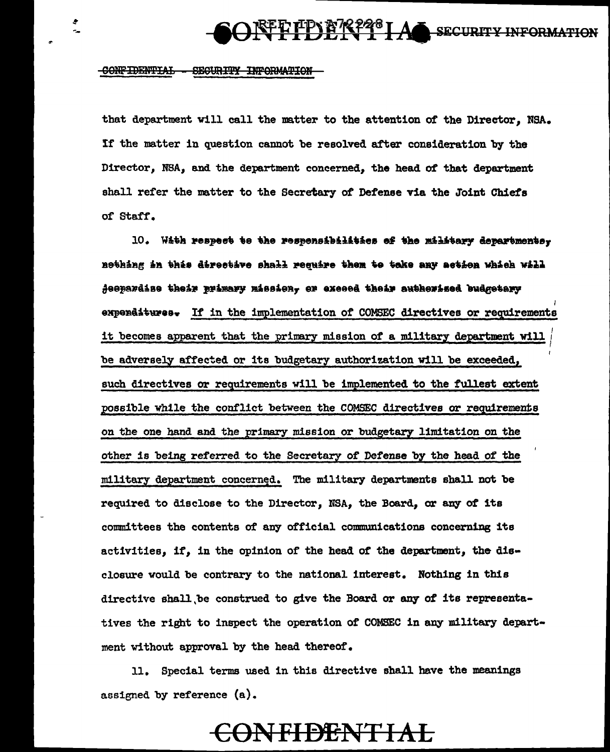that department will call the matter to the attention of the Director, NSA. If the matter in question cannot be resolved after consideration by the Director, NSA, and the department concerned, the head of that department shall refer the matter to the Secretary of Defense via the Joint Chiefs of Staff.

10. ~~With respect to the responsibilities of the military departments, nothing in this directive shall require them to take any action which will jeopardize their primary mission, or exceed their authorized budgetary expenditures.~~ If in the implementation of COMSEC directives or requirements it becomes apparent that the primary mission of a military department will be adversely affected or its budgetary authorization will be exceeded, such directives or requirements will be implemented to the fullest extent possible while the conflict between the COMSEC directives or requirements on the one hand and the primary mission or budgetary limitation on the other is being referred to the Secretary of Defense by the head of the military department concerned. The military departments shall not be required to disclose to the Director, NSA, the Board, or any of its committees the contents of any official communications concerning its activities, if, in the opinion of the head of the department, the disclosure would be contrary to the national interest. Nothing in this directive shall be construed to give the Board or any of its representatives the right to inspect the operation of COMSEC in any military department without approval by the head thereof.

11. Special terms used in this directive shall have the meanings assigned by reference (a).